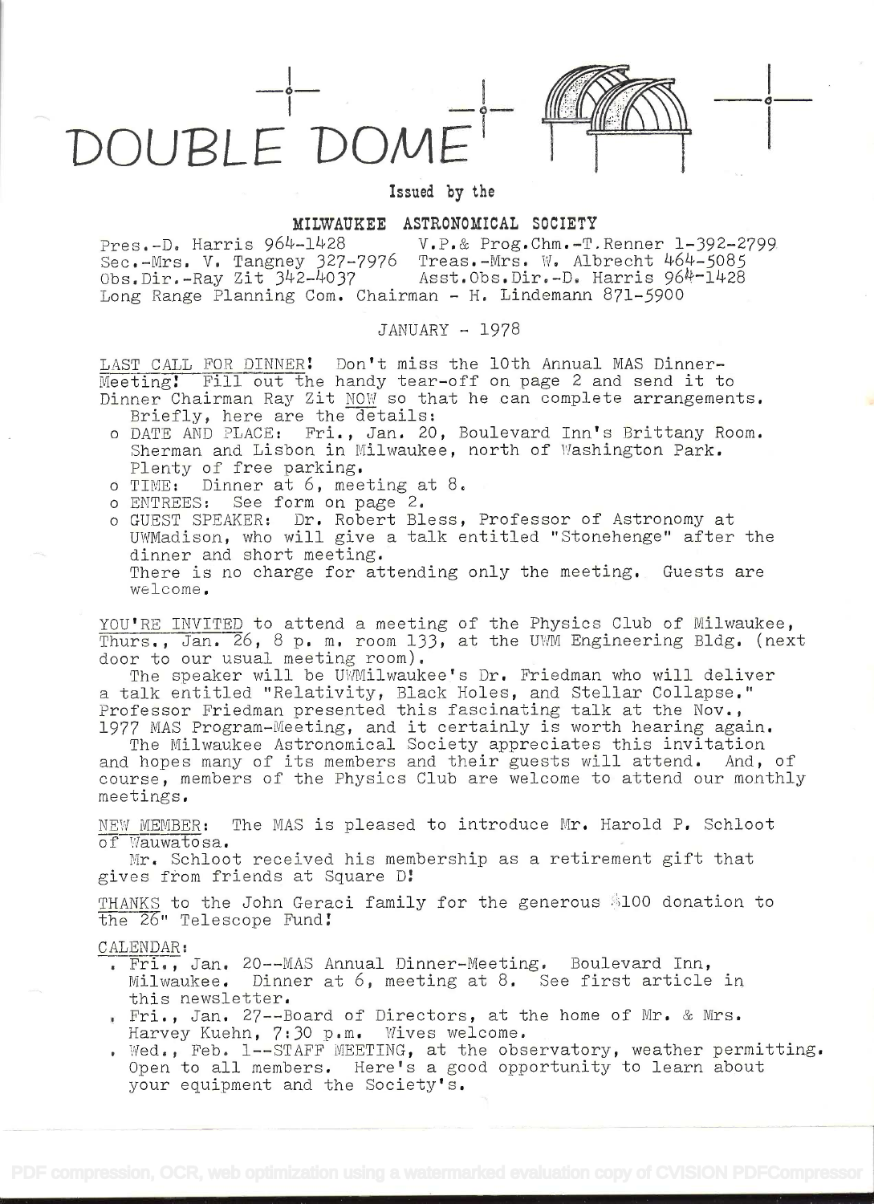# DOUBLE DOME

Issued by the

**MILWAUKEE ASTRONOMICAL SOCIETY**

Pres.-D. Harris 964-1428 V.P.& Prog.Chm.-T.Renner 1-392-2799
Sec.-Mrs. V. Tangney 327-7976 Treas.-Mrs. W. Albrecht 464-5085
Obs.Dir.-Ray Zit 342-4037 Asst.Obs.Dir.-D. Harris 964-1428
Long Range Planning Com. Chairman - H. Lindemann 871-5900

JANUARY - 1978

LAST CALL FOR DINNER! Don't miss the 10th Annual MAS Dinner-Meeting! Fill out the handy tear-off on page 2 and send it to Dinner Chairman Ray Zit NOW so that he can complete arrangements. Briefly, here are the details:

- DATE AND PLACE: Fri., Jan. 20, Boulevard Inn's Brittany Room. Sherman and Lisbon in Milwaukee, north of Washington Park. Plenty of free parking.
- TIME: Dinner at 6, meeting at 8.
- ENTREES: See form on page 2.
- GUEST SPEAKER: Dr. Robert Bless, Professor of Astronomy at UWMadison, who will give a talk entitled "Stonehenge" after the dinner and short meeting.
  There is no charge for attending only the meeting. Guests are welcome.

YOU'RE INVITED to attend a meeting of the Physics Club of Milwaukee, Thurs., Jan. 26, 8 p. m. room 133, at the UWM Engineering Bldg. (next door to our usual meeting room).

The speaker will be UWMilwaukee's Dr. Friedman who will deliver a talk entitled "Relativity, Black Holes, and Stellar Collapse." Professor Friedman presented this fascinating talk at the Nov., 1977 MAS Program-Meeting, and it certainly is worth hearing again.

The Milwaukee Astronomical Society appreciates this invitation and hopes many of its members and their guests will attend. And, of course, members of the Physics Club are welcome to attend our monthly meetings.

NEW MEMBER: The MAS is pleased to introduce Mr. Harold P. Schloot of Wauwatosa.

Mr. Schloot received his membership as a retirement gift that gives from friends at Square D!

THANKS to the John Geraci family for the generous $100 donation to the 26" Telescope Fund!

CALENDAR:

- Fri., Jan. 20--MAS Annual Dinner-Meeting. Boulevard Inn, Milwaukee. Dinner at 6, meeting at 8. See first article in this newsletter.
- Fri., Jan. 27--Board of Directors, at the home of Mr. & Mrs. Harvey Kuehn, 7:30 p.m. Wives welcome.
- Wed., Feb. 1--STAFF MEETING, at the observatory, weather permitting. Open to all members. Here's a good opportunity to learn about your equipment and the Society's.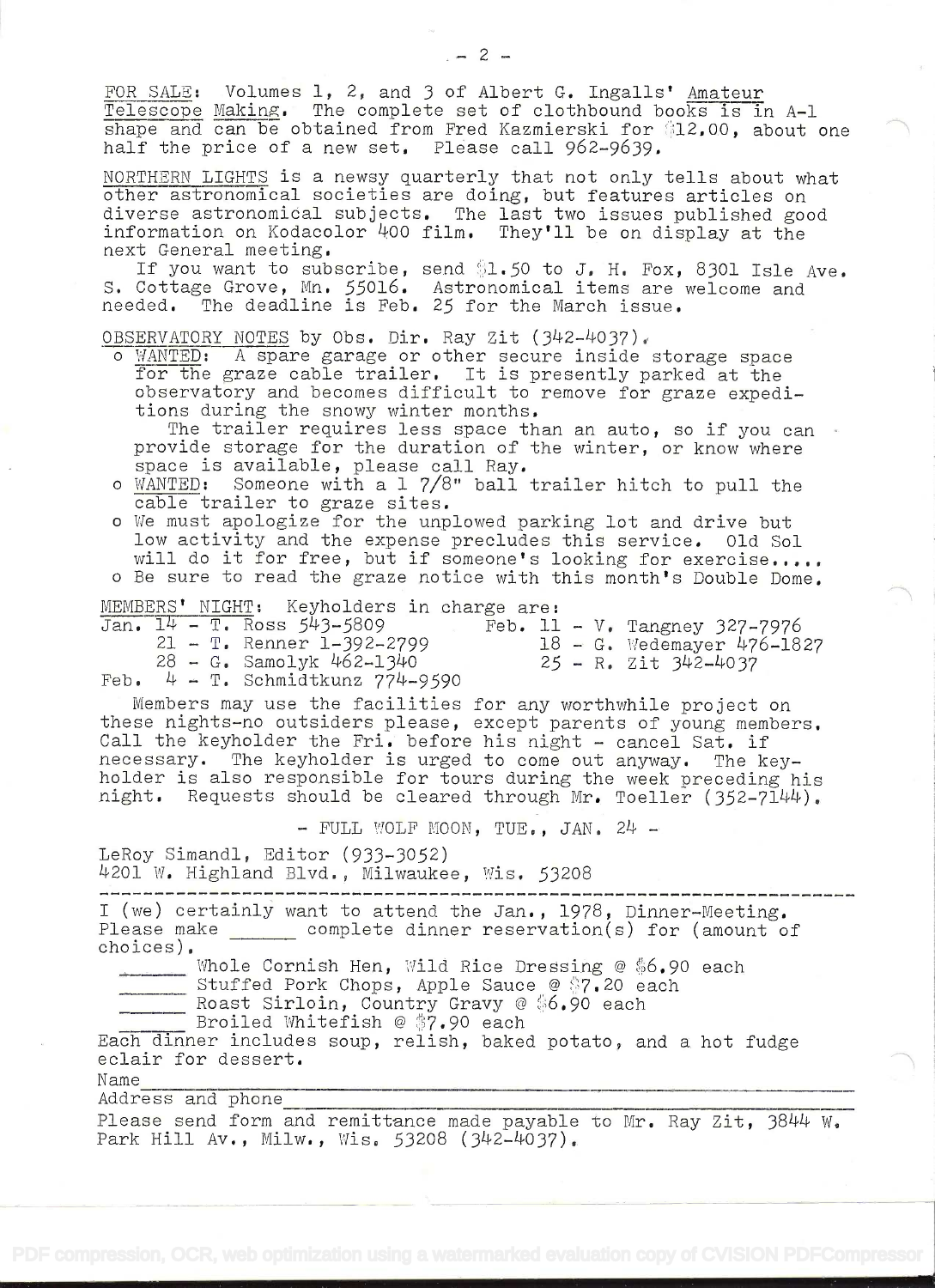FOR SALE: Volumes 1, 2, and 3 of Albert G. Ingalls' Amateur Telescope Making. The complete set of clothbound books is in A-1 shape and can be obtained from Fred Kazmierski for $12.00, about one half the price of a new set. Please call 962-9639.

NORTHERN LIGHTS is a newsy quarterly that not only tells about what other astronomical societies are doing, but features articles on diverse astronomical subjects. The last two issues published good information on Kodacolor 400 film. They'll be on display at the next General meeting.

If you want to subscribe, send $1.50 to J. H. Fox, 8301 Isle Ave. S. Cottage Grove, Mn. 55016. Astronomical items are welcome and needed. The deadline is Feb. 25 for the March issue.

OBSERVATORY NOTES by Obs. Dir. Ray Zit (342-4037).

- WANTED: A spare garage or other secure inside storage space for the graze cable trailer. It is presently parked at the observatory and becomes difficult to remove for graze expeditions during the snowy winter months.

  The trailer requires less space than an auto, so if you can provide storage for the duration of the winter, or know where space is available, please call Ray.
- WANTED: Someone with a 1 7/8" ball trailer hitch to pull the cable trailer to graze sites.
- We must apologize for the unplowed parking lot and drive but low activity and the expense precludes this service. Old Sol will do it for free, but if someone's looking for exercise.....
- Be sure to read the graze notice with this month's Double Dome.

MEMBERS' NIGHT: Keyholders in charge are:

Jan. 14 - T. Ross 543-5809
21 - T. Renner 1-392-2799
28 - G. Samolyk 462-1340
Feb. 4 - T. Schmidtkunz 774-9590
Feb. 11 - V. Tangney 327-7976
18 - G. Wedemayer 476-1827
25 - R. Zit 342-4037

Members may use the facilities for any worthwhile project on these nights-no outsiders please, except parents of young members. Call the keyholder the Fri. before his night - cancel Sat. if necessary. The keyholder is urged to come out anyway. The keyholder is also responsible for tours during the week preceding his night. Requests should be cleared through Mr. Toeller (352-7144).

- FULL WOLF MOON, TUE., JAN. 24 -

LeRoy Simandl, Editor (933-3052)
4201 W. Highland Blvd., Milwaukee, Wis. 53208

---

I (we) certainly want to attend the Jan., 1978, Dinner-Meeting. Please make ______ complete dinner reservation(s) for (amount of choices).

______ Whole Cornish Hen, Wild Rice Dressing @ $6.90 each
______ Stuffed Pork Chops, Apple Sauce @ $7.20 each
______ Roast Sirloin, Country Gravy @ $6.90 each
______ Broiled Whitefish @ $7.90 each

Each dinner includes soup, relish, baked potato, and a hot fudge eclair for dessert.

Name ________________________________________________

Address and phone ______________________________________

Please send form and remittance made payable to Mr. Ray Zit, 3844 W. Park Hill Av., Milw., Wis. 53208 (342-4037).